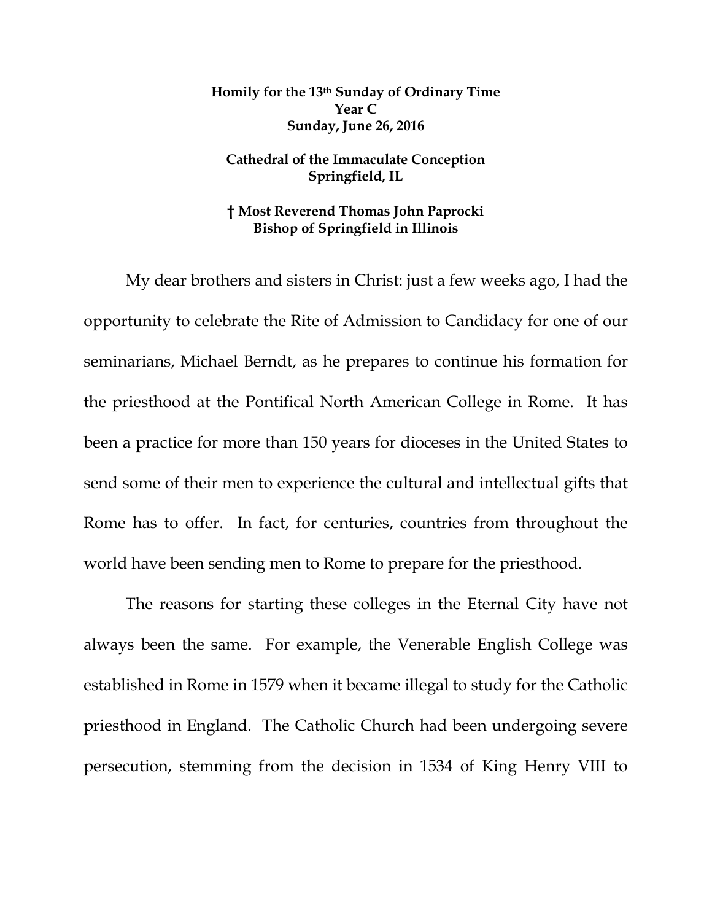**Homily for the 13th Sunday of Ordinary Time**
**Year C**
**Sunday, June 26, 2016**

**Cathedral of the Immaculate Conception**
**Springfield, IL**

**† Most Reverend Thomas John Paprocki**
**Bishop of Springfield in Illinois**

My dear brothers and sisters in Christ: just a few weeks ago, I had the opportunity to celebrate the Rite of Admission to Candidacy for one of our seminarians, Michael Berndt, as he prepares to continue his formation for the priesthood at the Pontifical North American College in Rome. It has been a practice for more than 150 years for dioceses in the United States to send some of their men to experience the cultural and intellectual gifts that Rome has to offer. In fact, for centuries, countries from throughout the world have been sending men to Rome to prepare for the priesthood.

The reasons for starting these colleges in the Eternal City have not always been the same. For example, the Venerable English College was established in Rome in 1579 when it became illegal to study for the Catholic priesthood in England. The Catholic Church had been undergoing severe persecution, stemming from the decision in 1534 of King Henry VIII to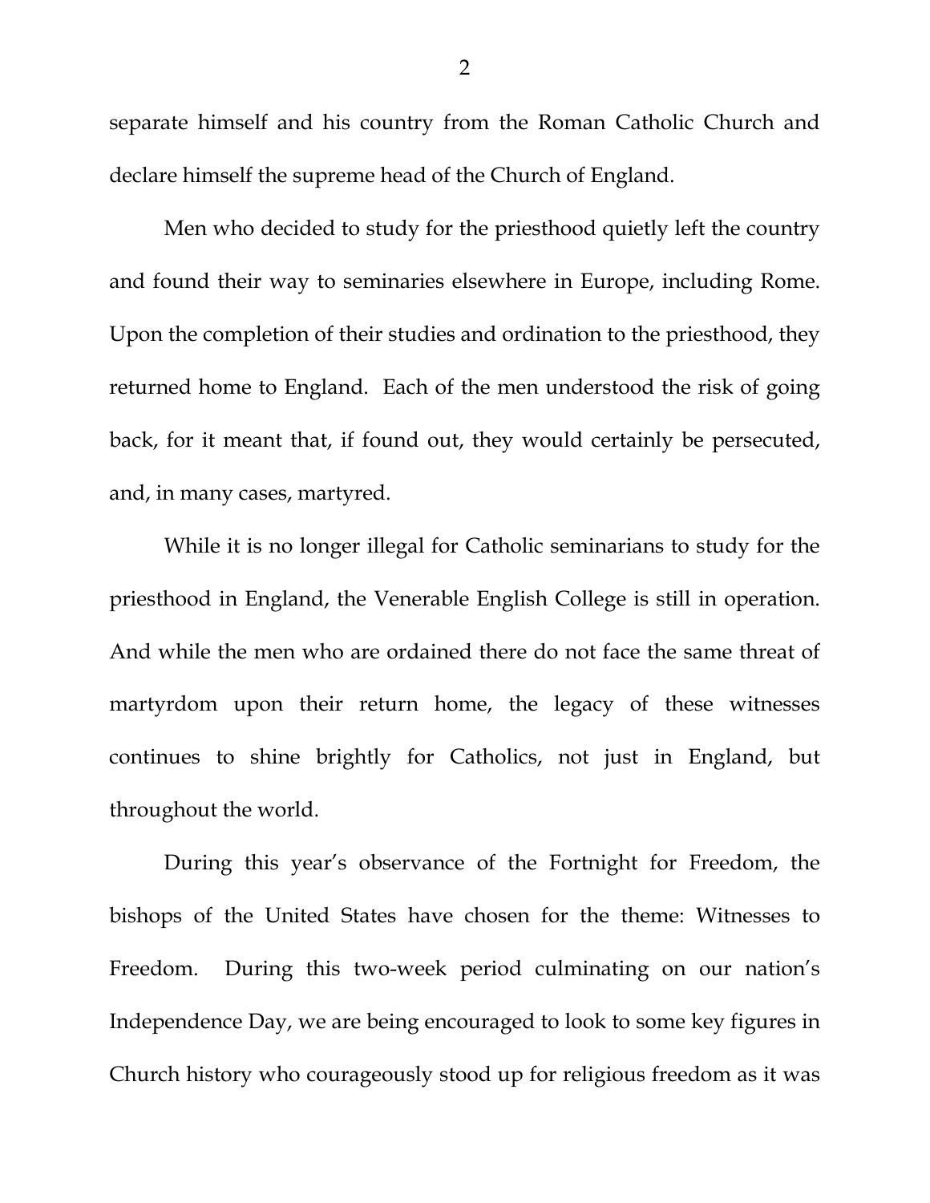separate himself and his country from the Roman Catholic Church and declare himself the supreme head of the Church of England.

Men who decided to study for the priesthood quietly left the country and found their way to seminaries elsewhere in Europe, including Rome. Upon the completion of their studies and ordination to the priesthood, they returned home to England. Each of the men understood the risk of going back, for it meant that, if found out, they would certainly be persecuted, and, in many cases, martyred.

While it is no longer illegal for Catholic seminarians to study for the priesthood in England, the Venerable English College is still in operation. And while the men who are ordained there do not face the same threat of martyrdom upon their return home, the legacy of these witnesses continues to shine brightly for Catholics, not just in England, but throughout the world.

During this year's observance of the Fortnight for Freedom, the bishops of the United States have chosen for the theme: Witnesses to Freedom. During this two-week period culminating on our nation's Independence Day, we are being encouraged to look to some key figures in Church history who courageously stood up for religious freedom as it was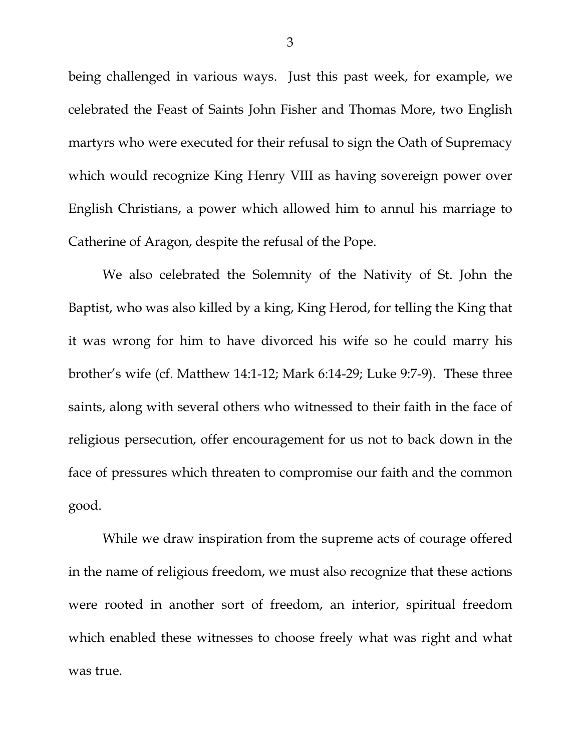being challenged in various ways. Just this past week, for example, we celebrated the Feast of Saints John Fisher and Thomas More, two English martyrs who were executed for their refusal to sign the Oath of Supremacy which would recognize King Henry VIII as having sovereign power over English Christians, a power which allowed him to annul his marriage to Catherine of Aragon, despite the refusal of the Pope.

We also celebrated the Solemnity of the Nativity of St. John the Baptist, who was also killed by a king, King Herod, for telling the King that it was wrong for him to have divorced his wife so he could marry his brother's wife (cf. Matthew 14:1-12; Mark 6:14-29; Luke 9:7-9). These three saints, along with several others who witnessed to their faith in the face of religious persecution, offer encouragement for us not to back down in the face of pressures which threaten to compromise our faith and the common good.

While we draw inspiration from the supreme acts of courage offered in the name of religious freedom, we must also recognize that these actions were rooted in another sort of freedom, an interior, spiritual freedom which enabled these witnesses to choose freely what was right and what was true.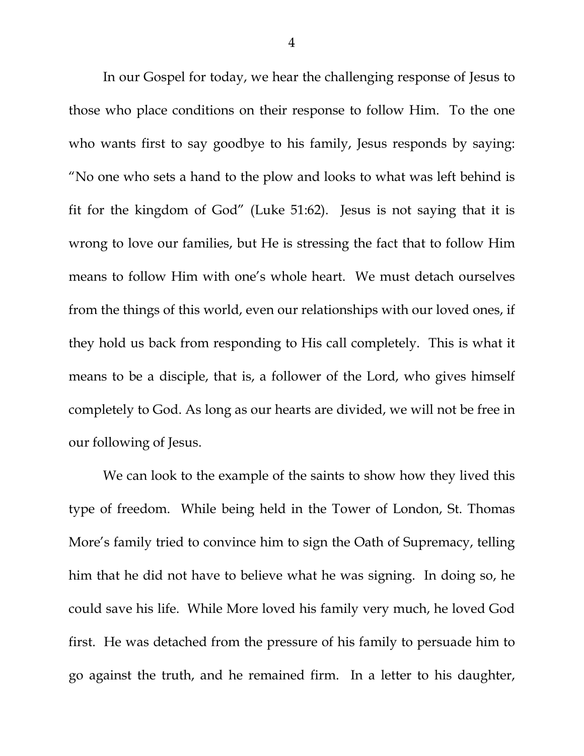In our Gospel for today, we hear the challenging response of Jesus to those who place conditions on their response to follow Him. To the one who wants first to say goodbye to his family, Jesus responds by saying: "No one who sets a hand to the plow and looks to what was left behind is fit for the kingdom of God" (Luke 51:62). Jesus is not saying that it is wrong to love our families, but He is stressing the fact that to follow Him means to follow Him with one's whole heart. We must detach ourselves from the things of this world, even our relationships with our loved ones, if they hold us back from responding to His call completely. This is what it means to be a disciple, that is, a follower of the Lord, who gives himself completely to God. As long as our hearts are divided, we will not be free in our following of Jesus.

We can look to the example of the saints to show how they lived this type of freedom. While being held in the Tower of London, St. Thomas More's family tried to convince him to sign the Oath of Supremacy, telling him that he did not have to believe what he was signing. In doing so, he could save his life. While More loved his family very much, he loved God first. He was detached from the pressure of his family to persuade him to go against the truth, and he remained firm. In a letter to his daughter,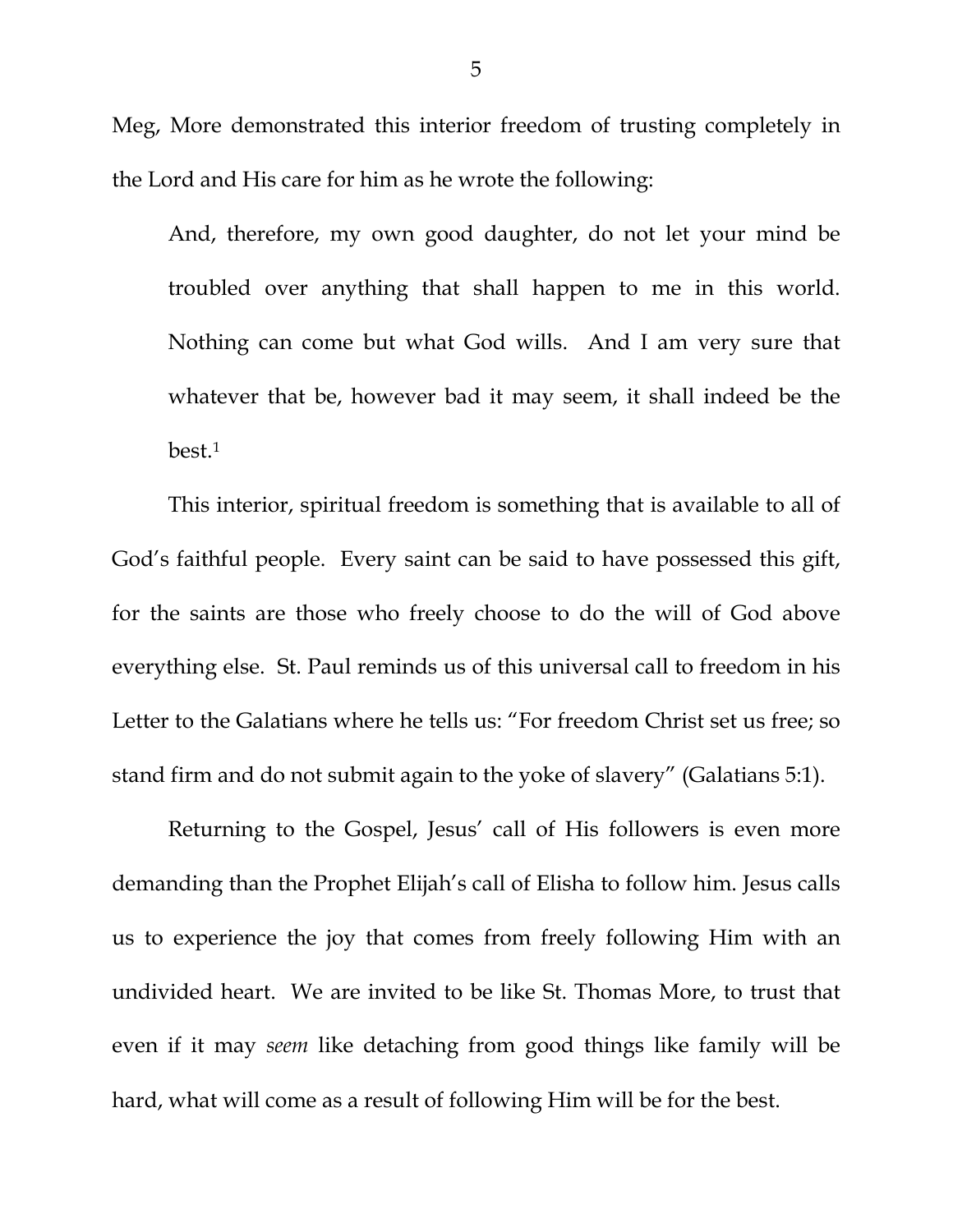Meg, More demonstrated this interior freedom of trusting completely in the Lord and His care for him as he wrote the following:

> And, therefore, my own good daughter, do not let your mind be troubled over anything that shall happen to me in this world. Nothing can come but what God wills. And I am very sure that whatever that be, however bad it may seem, it shall indeed be the best.[1]

This interior, spiritual freedom is something that is available to all of God's faithful people. Every saint can be said to have possessed this gift, for the saints are those who freely choose to do the will of God above everything else. St. Paul reminds us of this universal call to freedom in his Letter to the Galatians where he tells us: "For freedom Christ set us free; so stand firm and do not submit again to the yoke of slavery" (Galatians 5:1).

Returning to the Gospel, Jesus' call of His followers is even more demanding than the Prophet Elijah's call of Elisha to follow him. Jesus calls us to experience the joy that comes from freely following Him with an undivided heart. We are invited to be like St. Thomas More, to trust that even if it may *seem* like detaching from good things like family will be hard, what will come as a result of following Him will be for the best.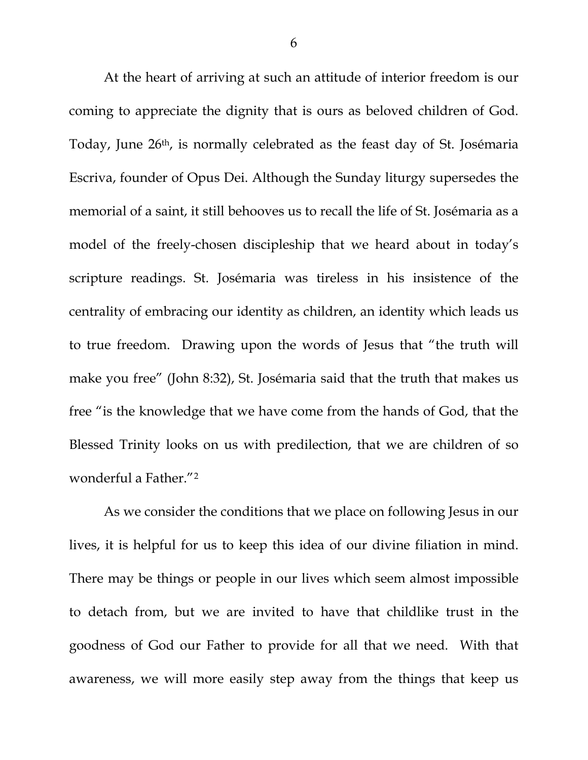At the heart of arriving at such an attitude of interior freedom is our coming to appreciate the dignity that is ours as beloved children of God. Today, June 26th, is normally celebrated as the feast day of St. Josémaria Escriva, founder of Opus Dei. Although the Sunday liturgy supersedes the memorial of a saint, it still behooves us to recall the life of St. Josémaria as a model of the freely-chosen discipleship that we heard about in today's scripture readings. St. Josémaria was tireless in his insistence of the centrality of embracing our identity as children, an identity which leads us to true freedom. Drawing upon the words of Jesus that "the truth will make you free" (John 8:32), St. Josémaria said that the truth that makes us free "is the knowledge that we have come from the hands of God, that the Blessed Trinity looks on us with predilection, that we are children of so wonderful a Father."[2]

As we consider the conditions that we place on following Jesus in our lives, it is helpful for us to keep this idea of our divine filiation in mind. There may be things or people in our lives which seem almost impossible to detach from, but we are invited to have that childlike trust in the goodness of God our Father to provide for all that we need. With that awareness, we will more easily step away from the things that keep us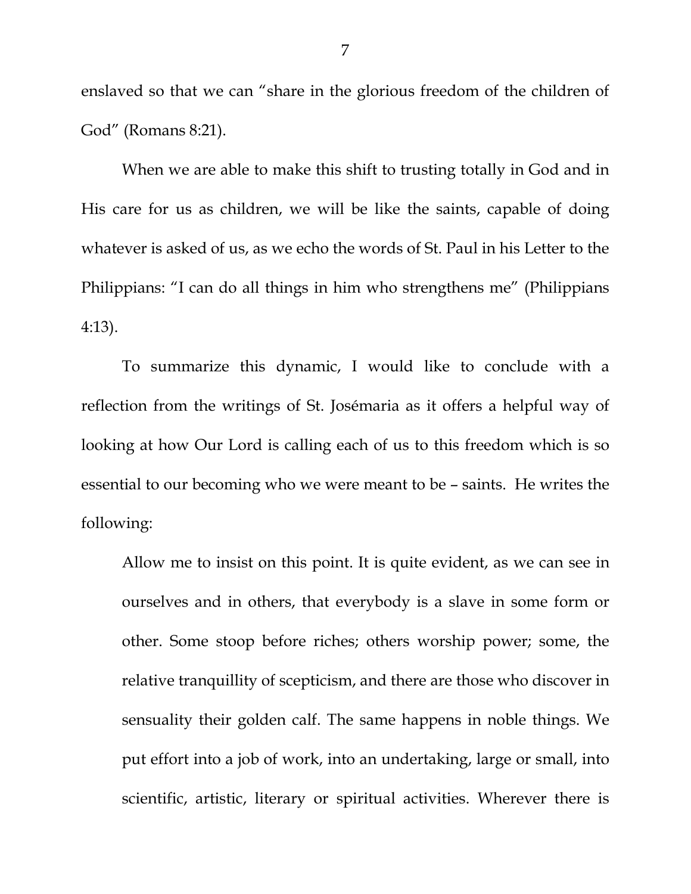enslaved so that we can "share in the glorious freedom of the children of God" (Romans 8:21).

When we are able to make this shift to trusting totally in God and in His care for us as children, we will be like the saints, capable of doing whatever is asked of us, as we echo the words of St. Paul in his Letter to the Philippians: "I can do all things in him who strengthens me" (Philippians 4:13).

To summarize this dynamic, I would like to conclude with a reflection from the writings of St. Josémaria as it offers a helpful way of looking at how Our Lord is calling each of us to this freedom which is so essential to our becoming who we were meant to be – saints. He writes the following:

> Allow me to insist on this point. It is quite evident, as we can see in ourselves and in others, that everybody is a slave in some form or other. Some stoop before riches; others worship power; some, the relative tranquillity of scepticism, and there are those who discover in sensuality their golden calf. The same happens in noble things. We put effort into a job of work, into an undertaking, large or small, into scientific, artistic, literary or spiritual activities. Wherever there is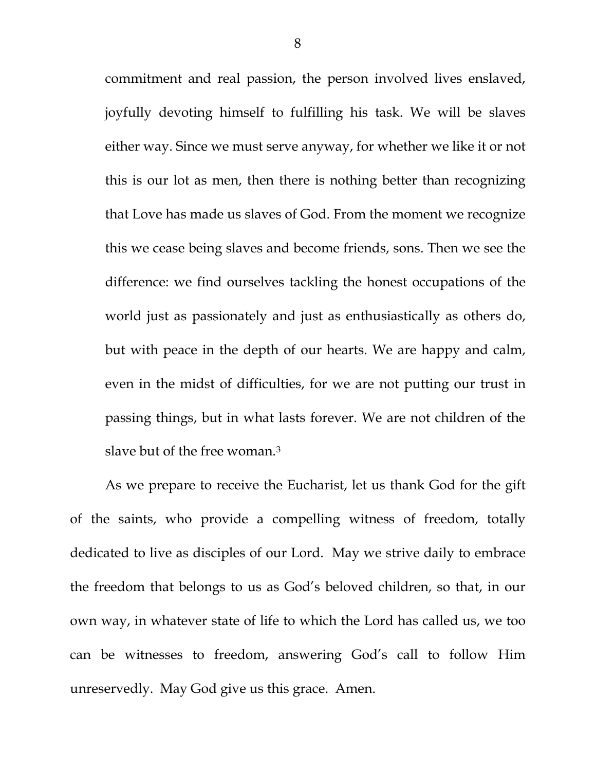> commitment and real passion, the person involved lives enslaved, joyfully devoting himself to fulfilling his task. We will be slaves either way. Since we must serve anyway, for whether we like it or not this is our lot as men, then there is nothing better than recognizing that Love has made us slaves of God. From the moment we recognize this we cease being slaves and become friends, sons. Then we see the difference: we find ourselves tackling the honest occupations of the world just as passionately and just as enthusiastically as others do, but with peace in the depth of our hearts. We are happy and calm, even in the midst of difficulties, for we are not putting our trust in passing things, but in what lasts forever. We are not children of the slave but of the free woman.[3]

As we prepare to receive the Eucharist, let us thank God for the gift of the saints, who provide a compelling witness of freedom, totally dedicated to live as disciples of our Lord. May we strive daily to embrace the freedom that belongs to us as God's beloved children, so that, in our own way, in whatever state of life to which the Lord has called us, we too can be witnesses to freedom, answering God's call to follow Him unreservedly. May God give us this grace. Amen.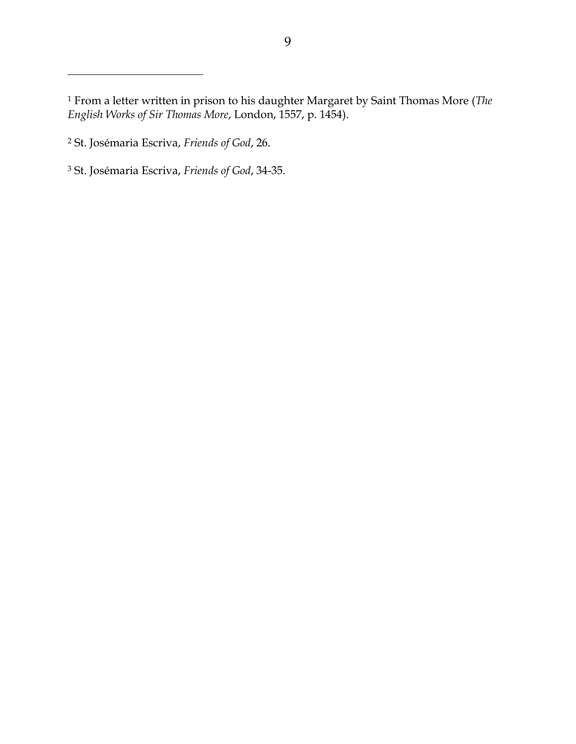[1] From a letter written in prison to his daughter Margaret by Saint Thomas More (*The English Works of Sir Thomas More*, London, 1557, p. 1454).

[2] St. Josémaria Escriva, *Friends of God*, 26.

[3] St. Josémaria Escriva, *Friends of God*, 34-35.